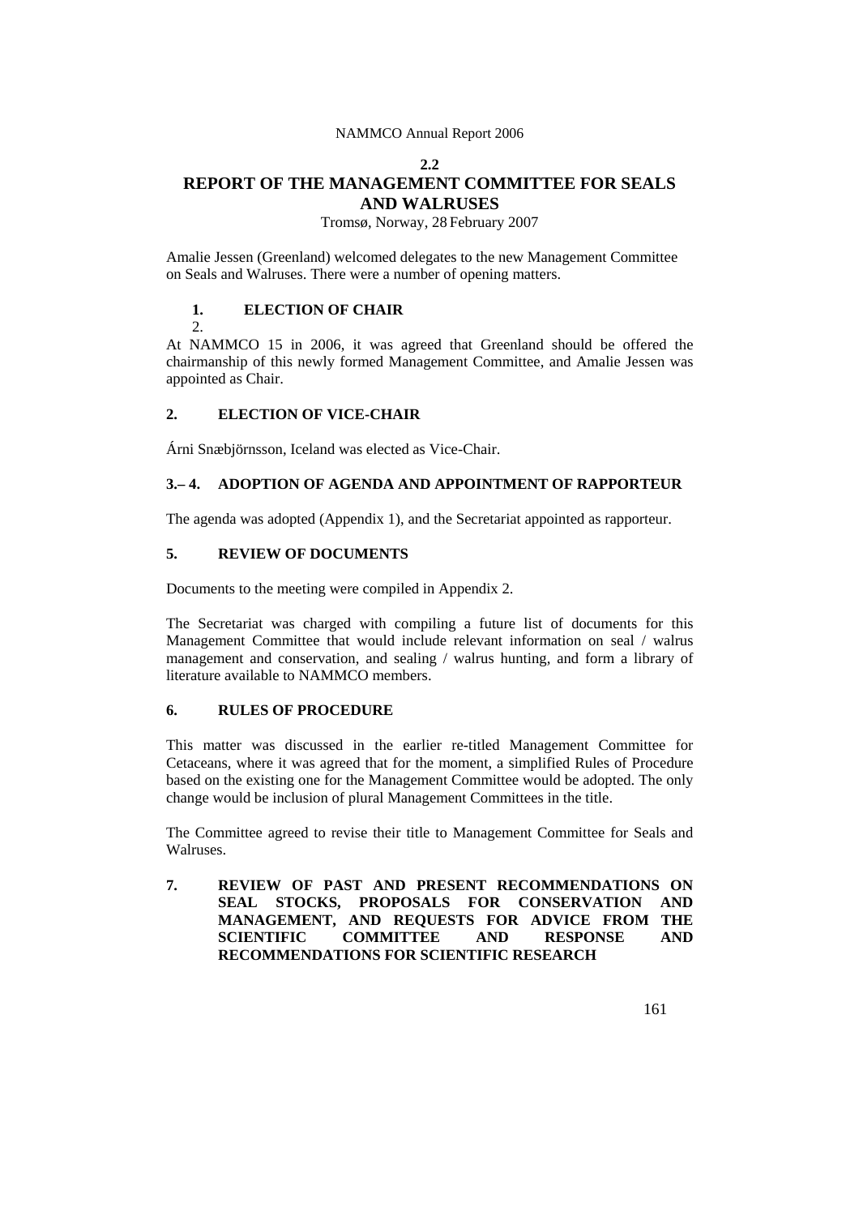## 2.2

# REPORT OF THE MANAGEMENT COMMITTEE FOR SEALS AND WALRUSES

Tromsø, Norway, 28 February 2007

Amalie Jessen (Greenland) welcomed delegates to the new Management Committee on Seals and Walruses. There were a number of opening matters.

### 1. ELECTION OF CHAIR

2.

At NAMMCO 15 in 2006, it was agreed that Greenland should be offered the chairmanship of this newly formed Management Committee, and Amalie Jessen was appointed as Chair.

### 2. ELECTION OF VICE-CHAIR

Árni Snæbjörnsson, Iceland was elected as Vice-Chair.

### 3.– 4. ADOPTION OF AGENDA AND APPOINTMENT OF RAPPORTEUR

The agenda was adopted (Appendix 1), and the Secretariat appointed as rapporteur.

### 5. REVIEW OF DOCUMENTS

Documents to the meeting were compiled in Appendix 2.

The Secretariat was charged with compiling a future list of documents for this Management Committee that would include relevant information on seal / walrus management and conservation, and sealing / walrus hunting, and form a library of literature available to NAMMCO members.

### 6. RULES OF PROCEDURE

This matter was discussed in the earlier re-titled Management Committee for Cetaceans, where it was agreed that for the moment, a simplified Rules of Procedure based on the existing one for the Management Committee would be adopted. The only change would be inclusion of plural Management Committees in the title.

The Committee agreed to revise their title to Management Committee for Seals and Walruses.

### 7. REVIEW OF PAST AND PRESENT RECOMMENDATIONS ON SEAL STOCKS, PROPOSALS FOR CONSERVATION AND MANAGEMENT, AND REQUESTS FOR ADVICE FROM THE SCIENTIFIC COMMITTEE AND RESPONSE AND RECOMMENDATIONS FOR SCIENTIFIC RESEARCH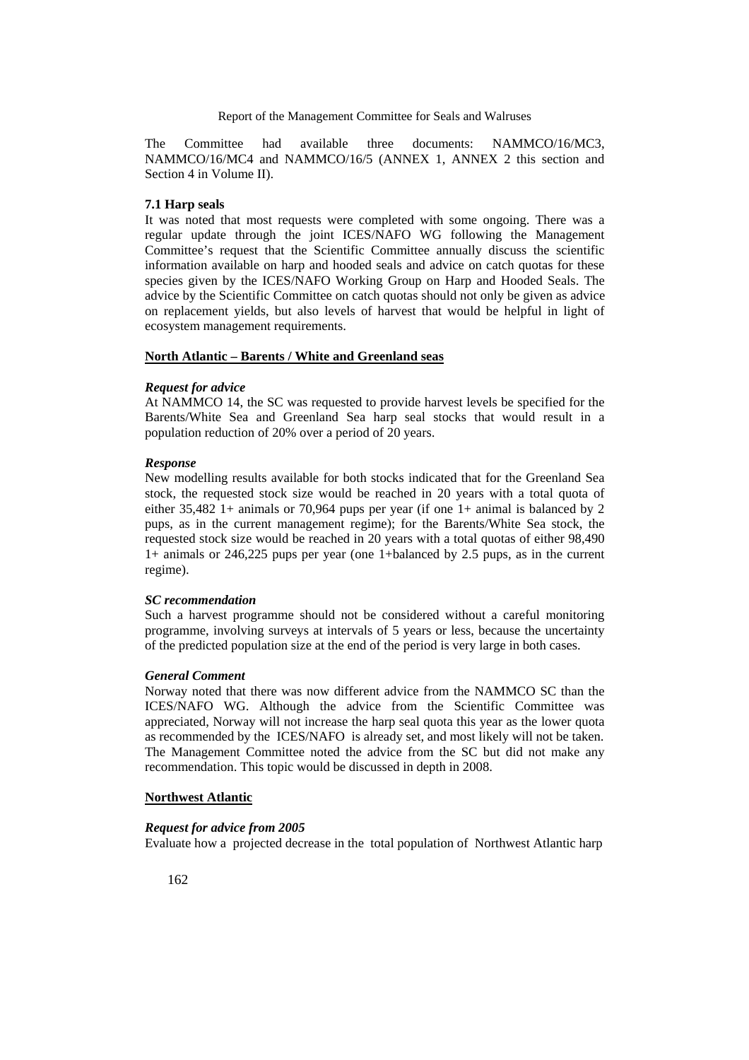The Committee had available three documents: NAMMCO/16/MC3, NAMMCO/16/MC4 and NAMMCO/16/5 (ANNEX 1, ANNEX 2 this section and Section 4 in Volume II).

### 7.1 Harp seals

It was noted that most requests were completed with some ongoing. There was a regular update through the joint ICES/NAFO WG following the Management Committee's request that the Scientific Committee annually discuss the scientific information available on harp and hooded seals and advice on catch quotas for these species given by the ICES/NAFO Working Group on Harp and Hooded Seals. The advice by the Scientific Committee on catch quotas should not only be given as advice on replacement yields, but also levels of harvest that would be helpful in light of ecosystem management requirements.

#### North Atlantic – Barents / White and Greenland seas

***Request for advice***

At NAMMCO 14, the SC was requested to provide harvest levels be specified for the Barents/White Sea and Greenland Sea harp seal stocks that would result in a population reduction of 20% over a period of 20 years.

***Response***

New modelling results available for both stocks indicated that for the Greenland Sea stock, the requested stock size would be reached in 20 years with a total quota of either 35,482 1+ animals or 70,964 pups per year (if one 1+ animal is balanced by 2 pups, as in the current management regime); for the Barents/White Sea stock, the requested stock size would be reached in 20 years with a total quotas of either 98,490 1+ animals or 246,225 pups per year (one 1+balanced by 2.5 pups, as in the current regime).

***SC recommendation***

Such a harvest programme should not be considered without a careful monitoring programme, involving surveys at intervals of 5 years or less, because the uncertainty of the predicted population size at the end of the period is very large in both cases.

***General Comment***

Norway noted that there was now different advice from the NAMMCO SC than the ICES/NAFO WG. Although the advice from the Scientific Committee was appreciated, Norway will not increase the harp seal quota this year as the lower quota as recommended by the ICES/NAFO is already set, and most likely will not be taken. The Management Committee noted the advice from the SC but did not make any recommendation. This topic would be discussed in depth in 2008.

#### Northwest Atlantic

***Request for advice from 2005***

Evaluate how a projected decrease in the total population of Northwest Atlantic harp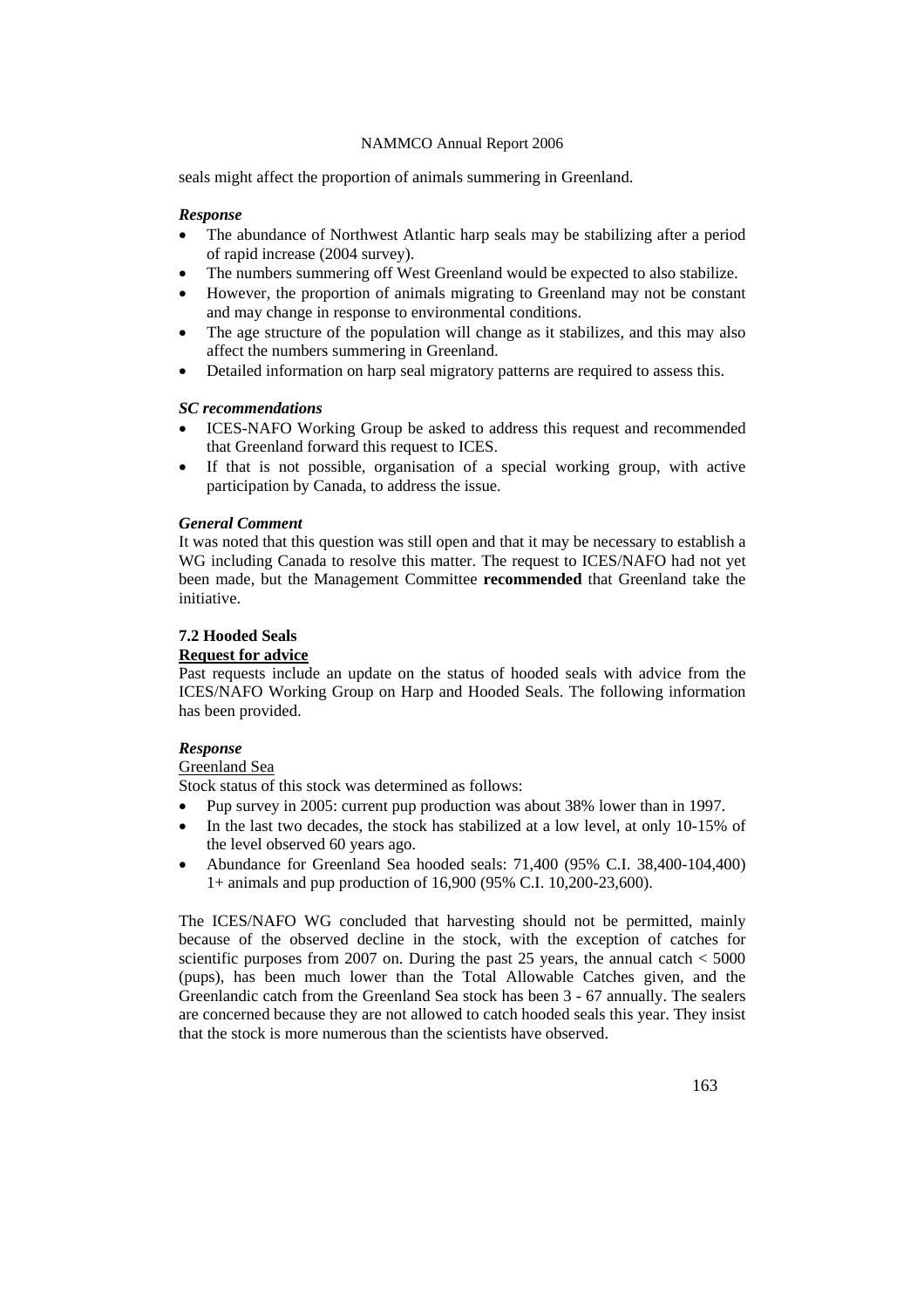seals might affect the proportion of animals summering in Greenland.

***Response***

- The abundance of Northwest Atlantic harp seals may be stabilizing after a period of rapid increase (2004 survey).
- The numbers summering off West Greenland would be expected to also stabilize.
- However, the proportion of animals migrating to Greenland may not be constant and may change in response to environmental conditions.
- The age structure of the population will change as it stabilizes, and this may also affect the numbers summering in Greenland.
- Detailed information on harp seal migratory patterns are required to assess this.

***SC recommendations***

- ICES-NAFO Working Group be asked to address this request and recommended that Greenland forward this request to ICES.
- If that is not possible, organisation of a special working group, with active participation by Canada, to address the issue.

***General Comment***

It was noted that this question was still open and that it may be necessary to establish a WG including Canada to resolve this matter. The request to ICES/NAFO had not yet been made, but the Management Committee **recommended** that Greenland take the initiative.

### 7.2 Hooded Seals

**Request for advice**

Past requests include an update on the status of hooded seals with advice from the ICES/NAFO Working Group on Harp and Hooded Seals. The following information has been provided.

***Response***

Greenland Sea

Stock status of this stock was determined as follows:

- Pup survey in 2005: current pup production was about 38% lower than in 1997.
- In the last two decades, the stock has stabilized at a low level, at only 10-15% of the level observed 60 years ago.
- Abundance for Greenland Sea hooded seals: 71,400 (95% C.I. 38,400-104,400) 1+ animals and pup production of 16,900 (95% C.I. 10,200-23,600).

The ICES/NAFO WG concluded that harvesting should not be permitted, mainly because of the observed decline in the stock, with the exception of catches for scientific purposes from 2007 on. During the past 25 years, the annual catch < 5000 (pups), has been much lower than the Total Allowable Catches given, and the Greenlandic catch from the Greenland Sea stock has been 3 - 67 annually. The sealers are concerned because they are not allowed to catch hooded seals this year. They insist that the stock is more numerous than the scientists have observed.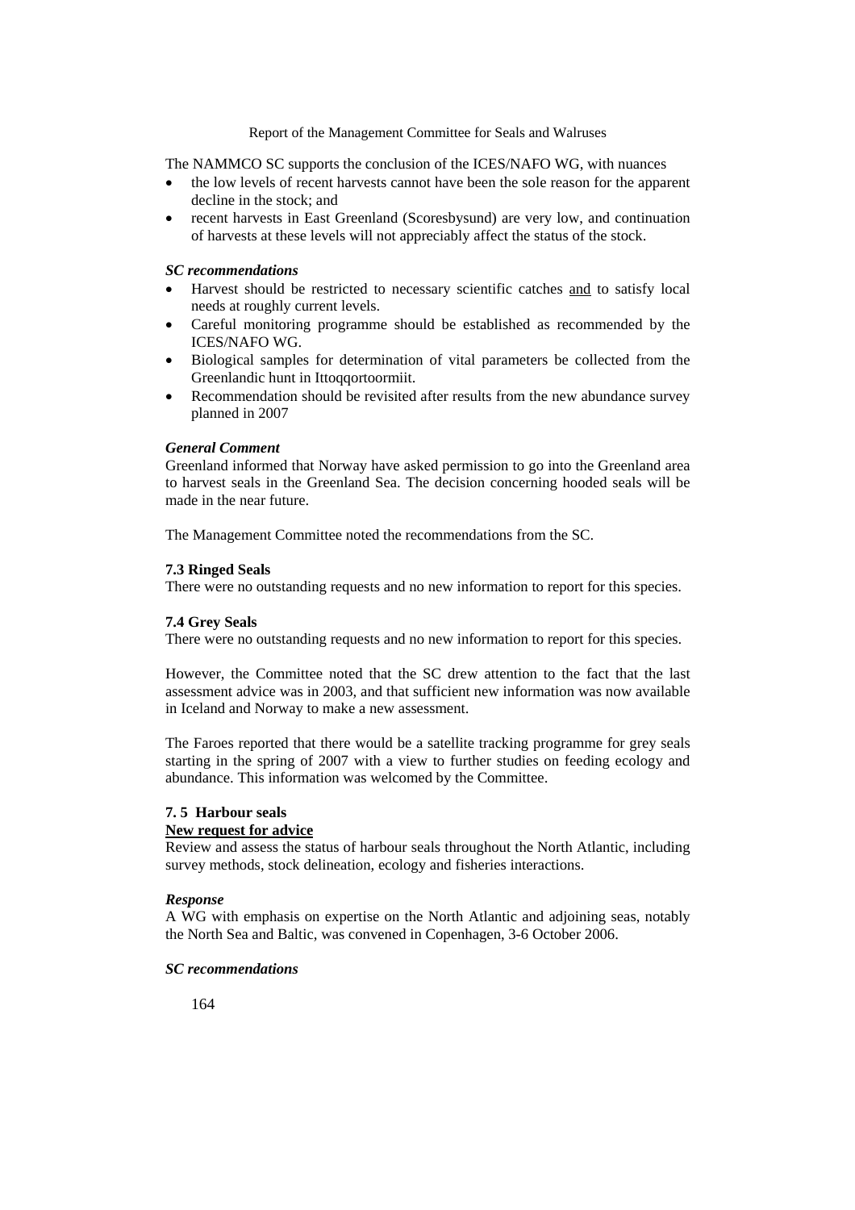The NAMMCO SC supports the conclusion of the ICES/NAFO WG, with nuances

- the low levels of recent harvests cannot have been the sole reason for the apparent decline in the stock; and
- recent harvests in East Greenland (Scoresbysund) are very low, and continuation of harvests at these levels will not appreciably affect the status of the stock.

***SC recommendations***

- Harvest should be restricted to necessary scientific catches <u>and</u> to satisfy local needs at roughly current levels.
- Careful monitoring programme should be established as recommended by the ICES/NAFO WG.
- Biological samples for determination of vital parameters be collected from the Greenlandic hunt in Ittoqqortoormiit.
- Recommendation should be revisited after results from the new abundance survey planned in 2007

***General Comment***

Greenland informed that Norway have asked permission to go into the Greenland area to harvest seals in the Greenland Sea. The decision concerning hooded seals will be made in the near future.

The Management Committee noted the recommendations from the SC.

### 7.3 Ringed Seals

There were no outstanding requests and no new information to report for this species.

### 7.4 Grey Seals

There were no outstanding requests and no new information to report for this species.

However, the Committee noted that the SC drew attention to the fact that the last assessment advice was in 2003, and that sufficient new information was now available in Iceland and Norway to make a new assessment.

The Faroes reported that there would be a satellite tracking programme for grey seals starting in the spring of 2007 with a view to further studies on feeding ecology and abundance. This information was welcomed by the Committee.

### 7. 5 Harbour seals

**<u>New request for advice</u>**

Review and assess the status of harbour seals throughout the North Atlantic, including survey methods, stock delineation, ecology and fisheries interactions.

***Response***

A WG with emphasis on expertise on the North Atlantic and adjoining seas, notably the North Sea and Baltic, was convened in Copenhagen, 3-6 October 2006.

***SC recommendations***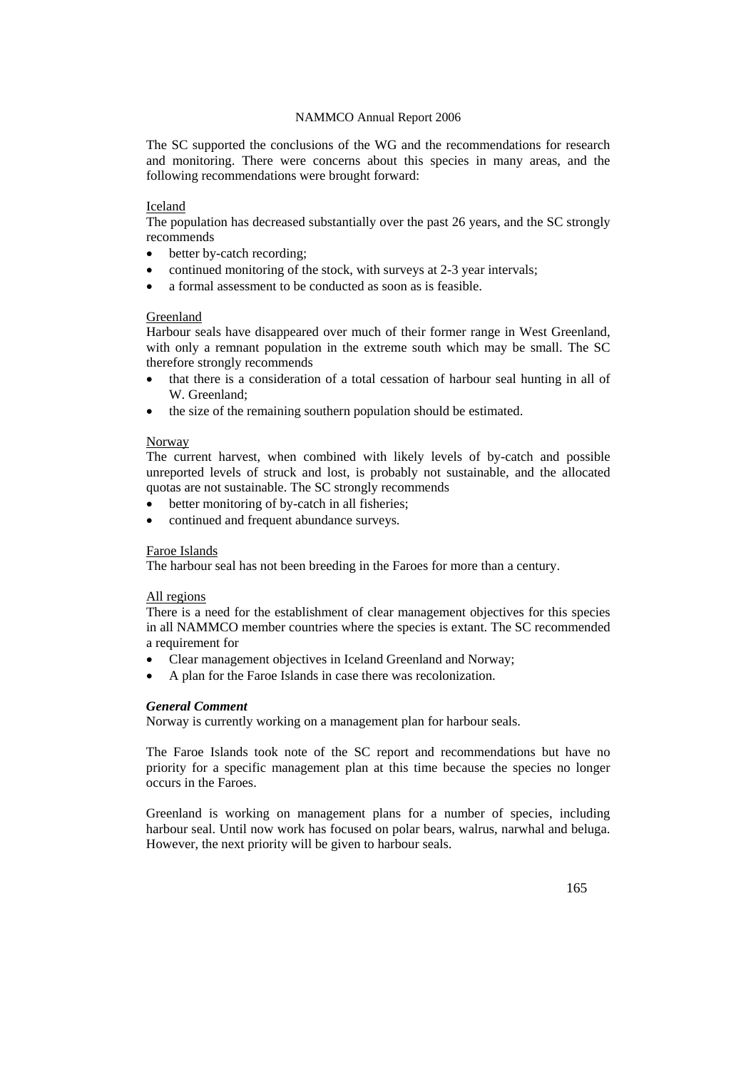The SC supported the conclusions of the WG and the recommendations for research and monitoring. There were concerns about this species in many areas, and the following recommendations were brought forward:

Iceland

The population has decreased substantially over the past 26 years, and the SC strongly recommends

- better by-catch recording;
- continued monitoring of the stock, with surveys at 2-3 year intervals;
- a formal assessment to be conducted as soon as is feasible.

Greenland

Harbour seals have disappeared over much of their former range in West Greenland, with only a remnant population in the extreme south which may be small. The SC therefore strongly recommends

- that there is a consideration of a total cessation of harbour seal hunting in all of W. Greenland;
- the size of the remaining southern population should be estimated.

Norway

The current harvest, when combined with likely levels of by-catch and possible unreported levels of struck and lost, is probably not sustainable, and the allocated quotas are not sustainable. The SC strongly recommends

- better monitoring of by-catch in all fisheries;
- continued and frequent abundance surveys.

Faroe Islands

The harbour seal has not been breeding in the Faroes for more than a century.

All regions

There is a need for the establishment of clear management objectives for this species in all NAMMCO member countries where the species is extant. The SC recommended a requirement for

- Clear management objectives in Iceland Greenland and Norway;
- A plan for the Faroe Islands in case there was recolonization.

***General Comment***

Norway is currently working on a management plan for harbour seals.

The Faroe Islands took note of the SC report and recommendations but have no priority for a specific management plan at this time because the species no longer occurs in the Faroes.

Greenland is working on management plans for a number of species, including harbour seal. Until now work has focused on polar bears, walrus, narwhal and beluga. However, the next priority will be given to harbour seals.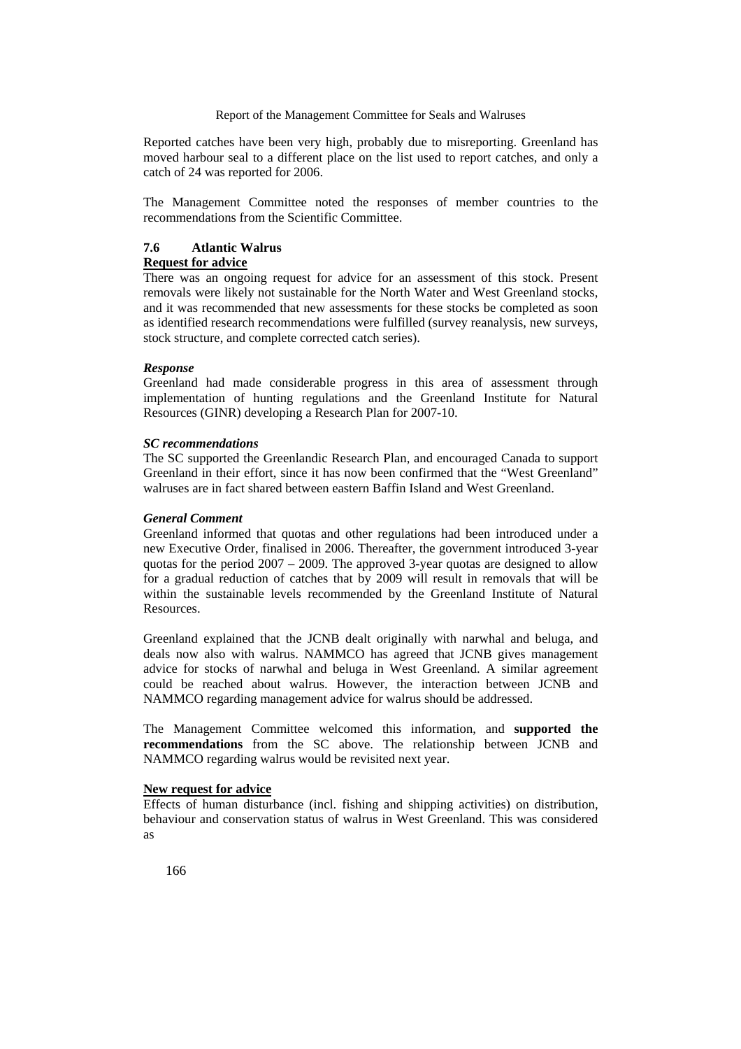Reported catches have been very high, probably due to misreporting. Greenland has moved harbour seal to a different place on the list used to report catches, and only a catch of 24 was reported for 2006.

The Management Committee noted the responses of member countries to the recommendations from the Scientific Committee.

### 7.6 Atlantic Walrus

**Request for advice**

There was an ongoing request for advice for an assessment of this stock. Present removals were likely not sustainable for the North Water and West Greenland stocks, and it was recommended that new assessments for these stocks be completed as soon as identified research recommendations were fulfilled (survey reanalysis, new surveys, stock structure, and complete corrected catch series).

***Response***

Greenland had made considerable progress in this area of assessment through implementation of hunting regulations and the Greenland Institute for Natural Resources (GINR) developing a Research Plan for 2007-10.

***SC recommendations***

The SC supported the Greenlandic Research Plan, and encouraged Canada to support Greenland in their effort, since it has now been confirmed that the "West Greenland" walruses are in fact shared between eastern Baffin Island and West Greenland.

***General Comment***

Greenland informed that quotas and other regulations had been introduced under a new Executive Order, finalised in 2006. Thereafter, the government introduced 3-year quotas for the period 2007 – 2009. The approved 3-year quotas are designed to allow for a gradual reduction of catches that by 2009 will result in removals that will be within the sustainable levels recommended by the Greenland Institute of Natural Resources.

Greenland explained that the JCNB dealt originally with narwhal and beluga, and deals now also with walrus. NAMMCO has agreed that JCNB gives management advice for stocks of narwhal and beluga in West Greenland. A similar agreement could be reached about walrus. However, the interaction between JCNB and NAMMCO regarding management advice for walrus should be addressed.

The Management Committee welcomed this information, and **supported the recommendations** from the SC above. The relationship between JCNB and NAMMCO regarding walrus would be revisited next year.

**New request for advice**

Effects of human disturbance (incl. fishing and shipping activities) on distribution, behaviour and conservation status of walrus in West Greenland. This was considered as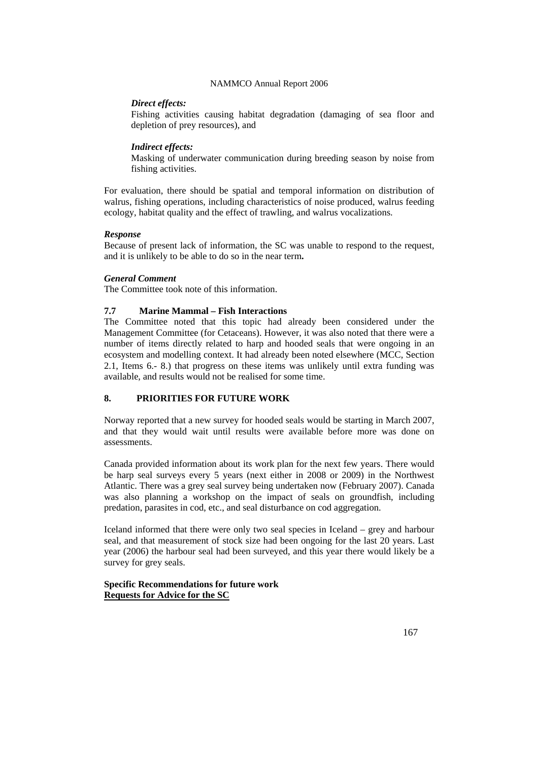*Direct effects:*

Fishing activities causing habitat degradation (damaging of sea floor and depletion of prey resources), and

*Indirect effects:*

Masking of underwater communication during breeding season by noise from fishing activities.

For evaluation, there should be spatial and temporal information on distribution of walrus, fishing operations, including characteristics of noise produced, walrus feeding ecology, habitat quality and the effect of trawling, and walrus vocalizations.

***Response***

Because of present lack of information, the SC was unable to respond to the request, and it is unlikely to be able to do so in the near term**.**

***General Comment***

The Committee took note of this information.

### 7.7 Marine Mammal – Fish Interactions

The Committee noted that this topic had already been considered under the Management Committee (for Cetaceans). However, it was also noted that there were a number of items directly related to harp and hooded seals that were ongoing in an ecosystem and modelling context. It had already been noted elsewhere (MCC, Section 2.1, Items 6.- 8.) that progress on these items was unlikely until extra funding was available, and results would not be realised for some time.

## 8. PRIORITIES FOR FUTURE WORK

Norway reported that a new survey for hooded seals would be starting in March 2007, and that they would wait until results were available before more was done on assessments.

Canada provided information about its work plan for the next few years. There would be harp seal surveys every 5 years (next either in 2008 or 2009) in the Northwest Atlantic. There was a grey seal survey being undertaken now (February 2007). Canada was also planning a workshop on the impact of seals on groundfish, including predation, parasites in cod, etc., and seal disturbance on cod aggregation.

Iceland informed that there were only two seal species in Iceland – grey and harbour seal, and that measurement of stock size had been ongoing for the last 20 years. Last year (2006) the harbour seal had been surveyed, and this year there would likely be a survey for grey seals.

**Specific Recommendations for future work**

**Requests for Advice for the SC**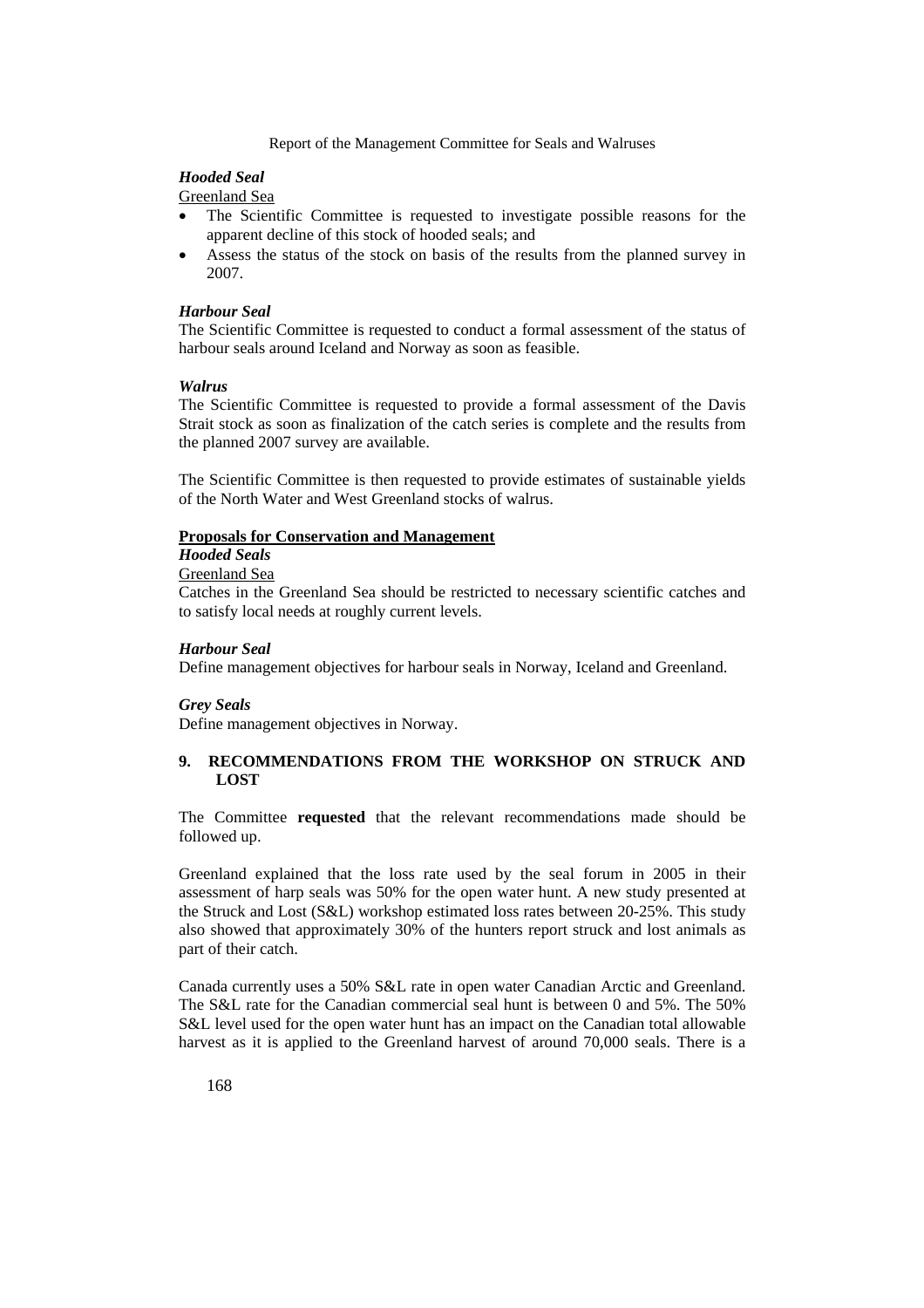### *Hooded Seal*

Greenland Sea

- The Scientific Committee is requested to investigate possible reasons for the apparent decline of this stock of hooded seals; and
- Assess the status of the stock on basis of the results from the planned survey in 2007.

### *Harbour Seal*

The Scientific Committee is requested to conduct a formal assessment of the status of harbour seals around Iceland and Norway as soon as feasible.

### *Walrus*

The Scientific Committee is requested to provide a formal assessment of the Davis Strait stock as soon as finalization of the catch series is complete and the results from the planned 2007 survey are available.

The Scientific Committee is then requested to provide estimates of sustainable yields of the North Water and West Greenland stocks of walrus.

**Proposals for Conservation and Management**

### *Hooded Seals*

Greenland Sea

Catches in the Greenland Sea should be restricted to necessary scientific catches and to satisfy local needs at roughly current levels.

### *Harbour Seal*

Define management objectives for harbour seals in Norway, Iceland and Greenland.

### *Grey Seals*

Define management objectives in Norway.

## 9. RECOMMENDATIONS FROM THE WORKSHOP ON STRUCK AND LOST

The Committee **requested** that the relevant recommendations made should be followed up.

Greenland explained that the loss rate used by the seal forum in 2005 in their assessment of harp seals was 50% for the open water hunt. A new study presented at the Struck and Lost (S&L) workshop estimated loss rates between 20-25%. This study also showed that approximately 30% of the hunters report struck and lost animals as part of their catch.

Canada currently uses a 50% S&L rate in open water Canadian Arctic and Greenland. The S&L rate for the Canadian commercial seal hunt is between 0 and 5%. The 50% S&L level used for the open water hunt has an impact on the Canadian total allowable harvest as it is applied to the Greenland harvest of around 70,000 seals. There is a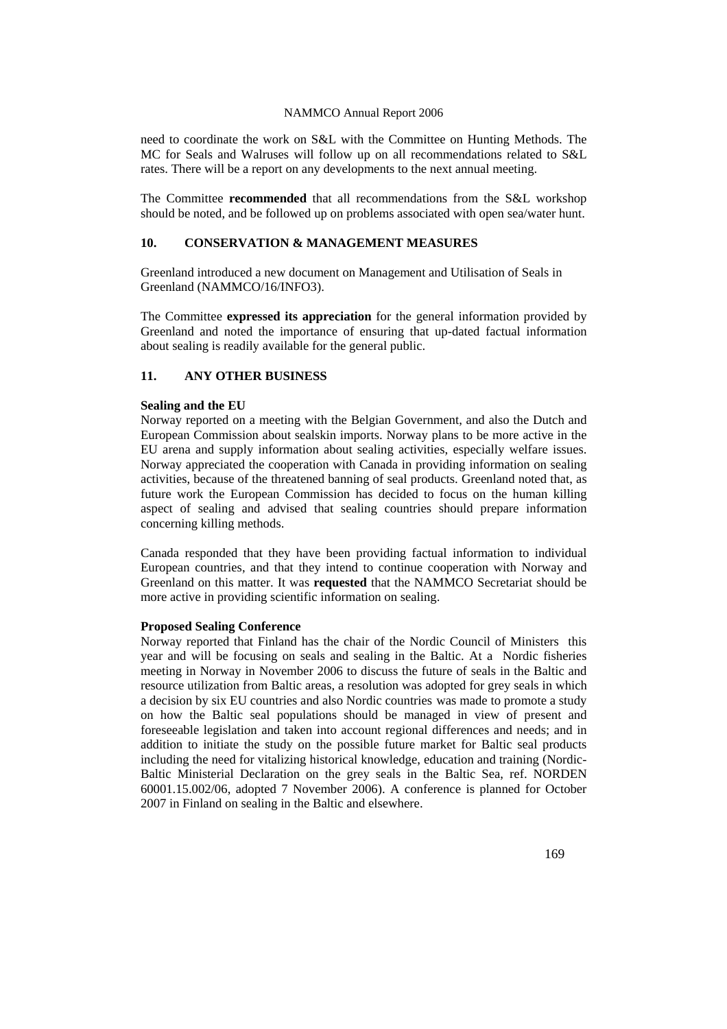need to coordinate the work on S&L with the Committee on Hunting Methods. The MC for Seals and Walruses will follow up on all recommendations related to S&L rates. There will be a report on any developments to the next annual meeting.

The Committee **recommended** that all recommendations from the S&L workshop should be noted, and be followed up on problems associated with open sea/water hunt.

## 10. CONSERVATION & MANAGEMENT MEASURES

Greenland introduced a new document on Management and Utilisation of Seals in Greenland (NAMMCO/16/INFO3).

The Committee **expressed its appreciation** for the general information provided by Greenland and noted the importance of ensuring that up-dated factual information about sealing is readily available for the general public.

## 11. ANY OTHER BUSINESS

### Sealing and the EU

Norway reported on a meeting with the Belgian Government, and also the Dutch and European Commission about sealskin imports. Norway plans to be more active in the EU arena and supply information about sealing activities, especially welfare issues. Norway appreciated the cooperation with Canada in providing information on sealing activities, because of the threatened banning of seal products. Greenland noted that, as future work the European Commission has decided to focus on the human killing aspect of sealing and advised that sealing countries should prepare information concerning killing methods.

Canada responded that they have been providing factual information to individual European countries, and that they intend to continue cooperation with Norway and Greenland on this matter. It was **requested** that the NAMMCO Secretariat should be more active in providing scientific information on sealing.

### Proposed Sealing Conference

Norway reported that Finland has the chair of the Nordic Council of Ministers this year and will be focusing on seals and sealing in the Baltic. At a Nordic fisheries meeting in Norway in November 2006 to discuss the future of seals in the Baltic and resource utilization from Baltic areas, a resolution was adopted for grey seals in which a decision by six EU countries and also Nordic countries was made to promote a study on how the Baltic seal populations should be managed in view of present and foreseeable legislation and taken into account regional differences and needs; and in addition to initiate the study on the possible future market for Baltic seal products including the need for vitalizing historical knowledge, education and training (Nordic-Baltic Ministerial Declaration on the grey seals in the Baltic Sea, ref. NORDEN 60001.15.002/06, adopted 7 November 2006). A conference is planned for October 2007 in Finland on sealing in the Baltic and elsewhere.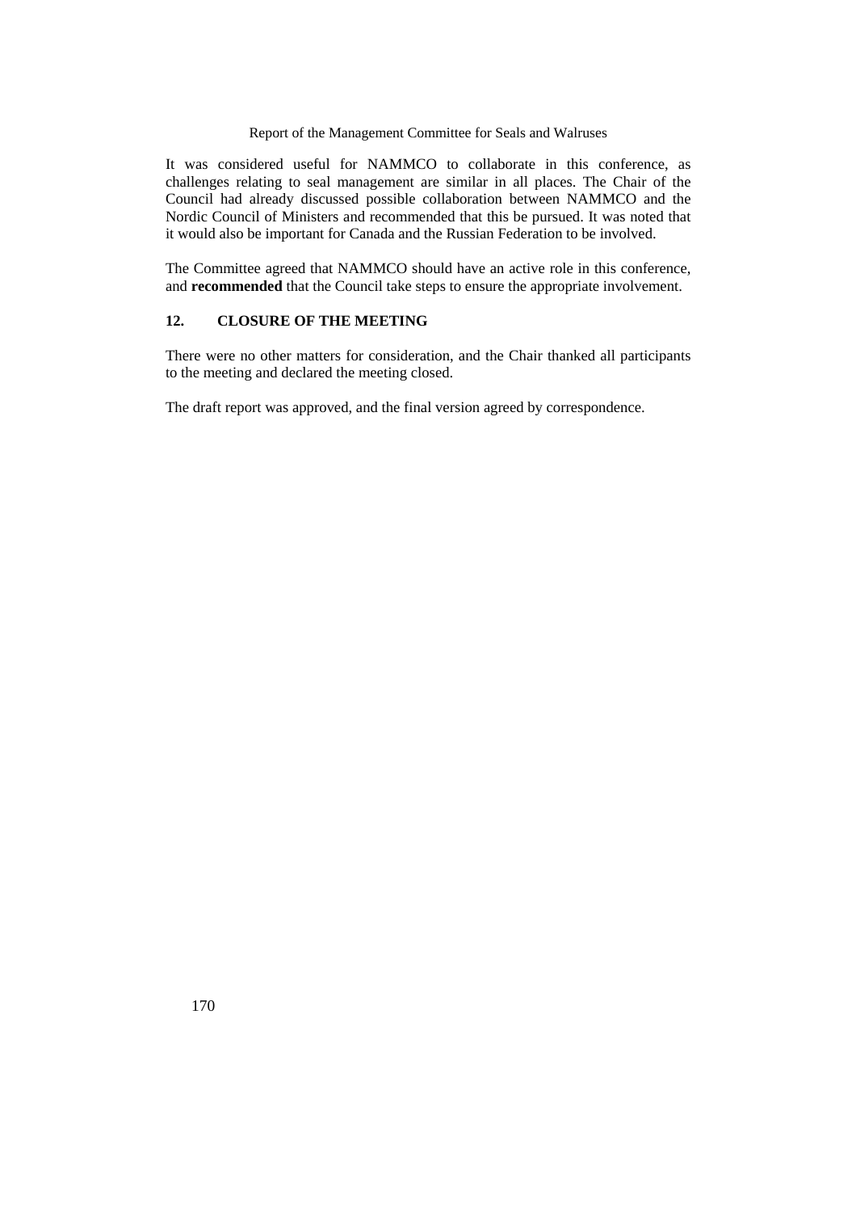It was considered useful for NAMMCO to collaborate in this conference, as challenges relating to seal management are similar in all places. The Chair of the Council had already discussed possible collaboration between NAMMCO and the Nordic Council of Ministers and recommended that this be pursued. It was noted that it would also be important for Canada and the Russian Federation to be involved.

The Committee agreed that NAMMCO should have an active role in this conference, and **recommended** that the Council take steps to ensure the appropriate involvement.

## 12. CLOSURE OF THE MEETING

There were no other matters for consideration, and the Chair thanked all participants to the meeting and declared the meeting closed.

The draft report was approved, and the final version agreed by correspondence.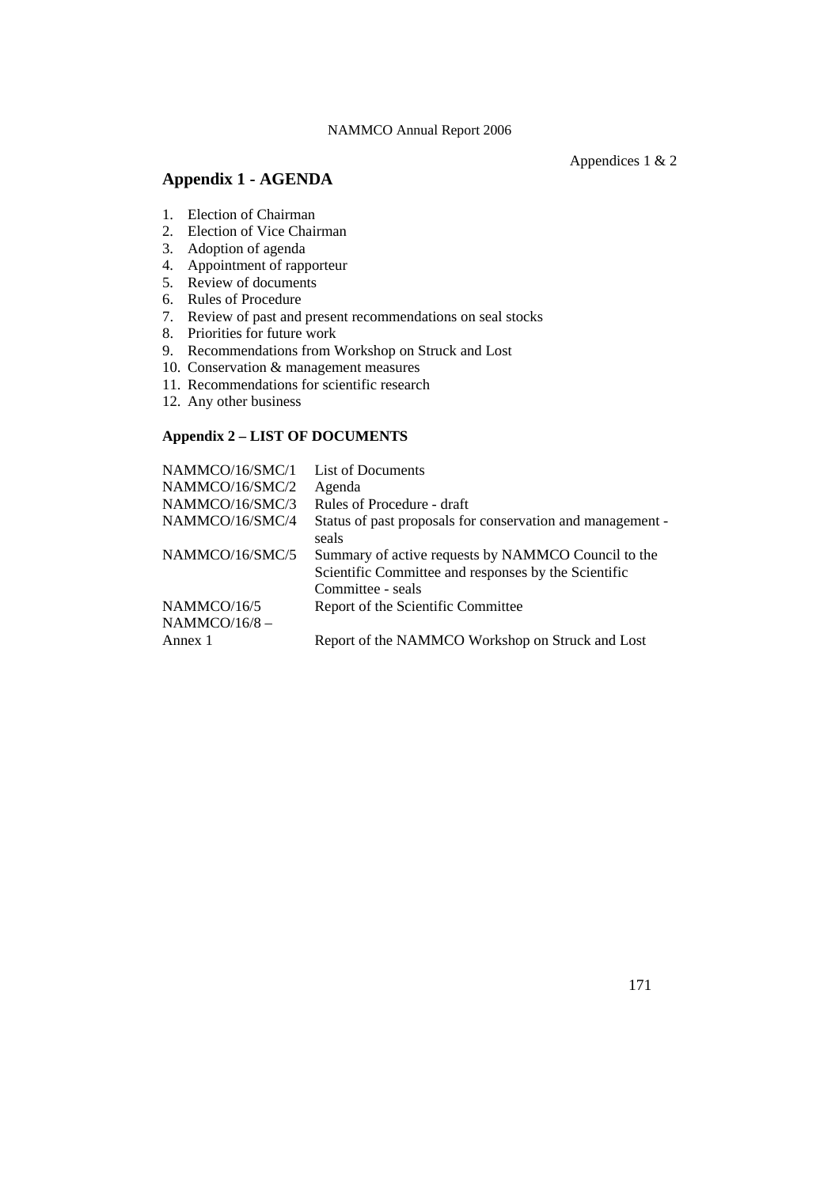## Appendix 1 - AGENDA

1. Election of Chairman
2. Election of Vice Chairman
3. Adoption of agenda
4. Appointment of rapporteur
5. Review of documents
6. Rules of Procedure
7. Review of past and present recommendations on seal stocks
8. Priorities for future work
9. Recommendations from Workshop on Struck and Lost
10. Conservation & management measures
11. Recommendations for scientific research
12. Any other business

### Appendix 2 – LIST OF DOCUMENTS

| | |
|---|---|
| NAMMCO/16/SMC/1 | List of Documents |
| NAMMCO/16/SMC/2 | Agenda |
| NAMMCO/16/SMC/3 | Rules of Procedure - draft |
| NAMMCO/16/SMC/4 | Status of past proposals for conservation and management - seals |
| NAMMCO/16/SMC/5 | Summary of active requests by NAMMCO Council to the Scientific Committee and responses by the Scientific Committee - seals |
| NAMMCO/16/5 | Report of the Scientific Committee |
| NAMMCO/16/8 – Annex 1 | Report of the NAMMCO Workshop on Struck and Lost |